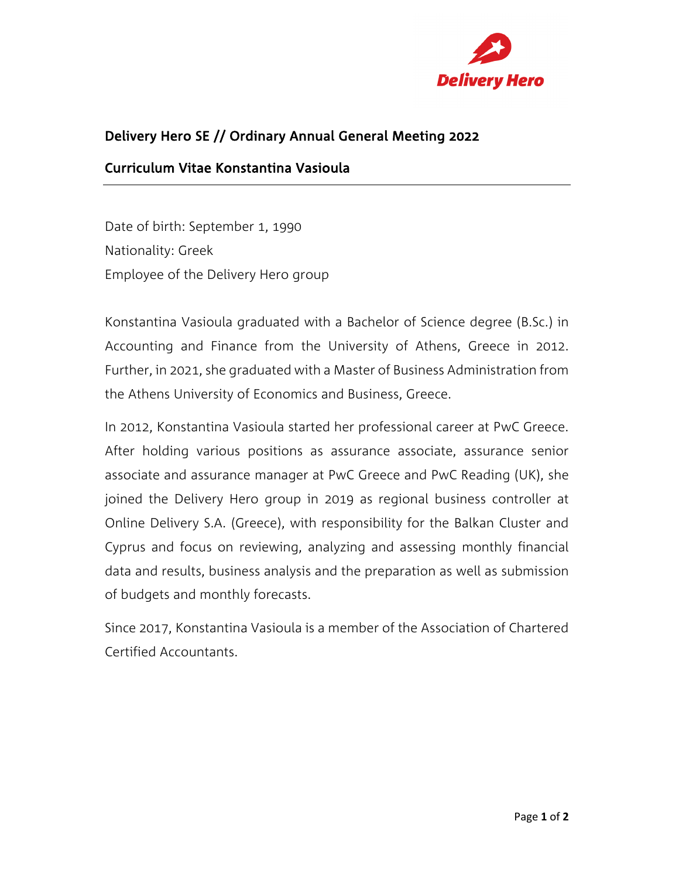## Delivery Hero SE // Ordinary Annual General Meeting 2022

## Curriculum Vitae Konstantina Vasioula

---

Date of birth: September 1, 1990
Nationality: Greek
Employee of the Delivery Hero group

Konstantina Vasioula graduated with a Bachelor of Science degree (B.Sc.) in Accounting and Finance from the University of Athens, Greece in 2012. Further, in 2021, she graduated with a Master of Business Administration from the Athens University of Economics and Business, Greece.

In 2012, Konstantina Vasioula started her professional career at PwC Greece. After holding various positions as assurance associate, assurance senior associate and assurance manager at PwC Greece and PwC Reading (UK), she joined the Delivery Hero group in 2019 as regional business controller at Online Delivery S.A. (Greece), with responsibility for the Balkan Cluster and Cyprus and focus on reviewing, analyzing and assessing monthly financial data and results, business analysis and the preparation as well as submission of budgets and monthly forecasts.

Since 2017, Konstantina Vasioula is a member of the Association of Chartered Certified Accountants.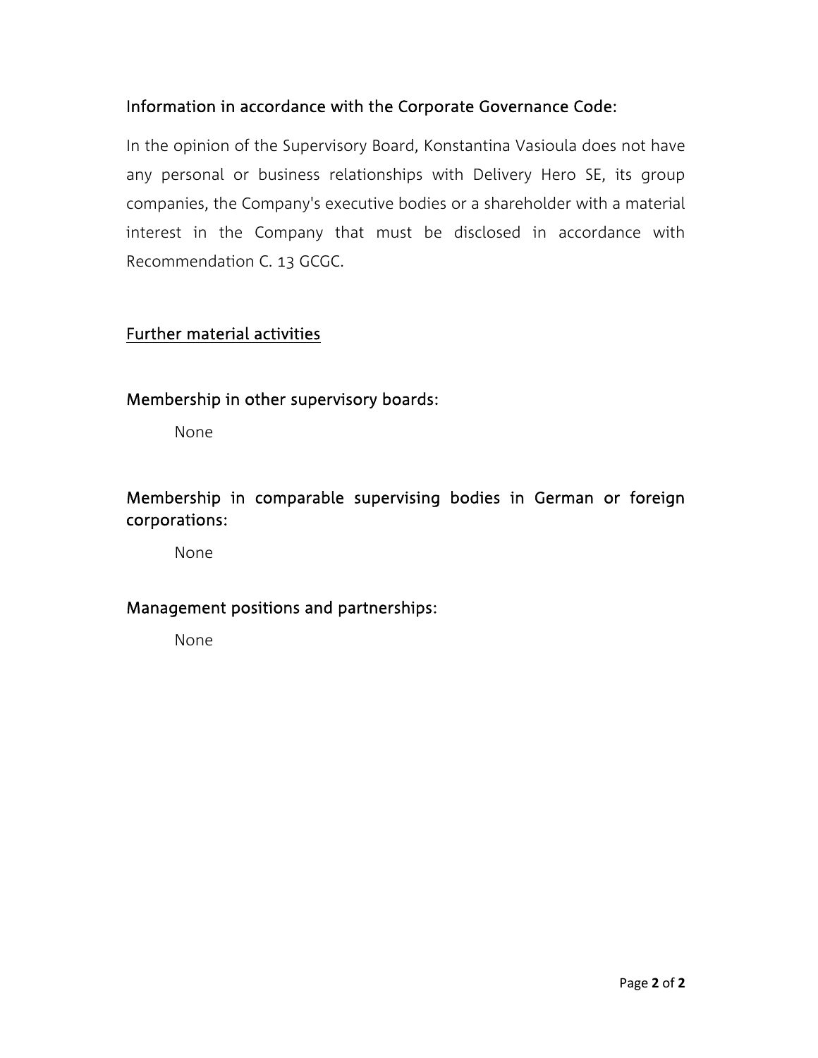### Information in accordance with the Corporate Governance Code:

In the opinion of the Supervisory Board, Konstantina Vasioula does not have any personal or business relationships with Delivery Hero SE, its group companies, the Company's executive bodies or a shareholder with a material interest in the Company that must be disclosed in accordance with Recommendation C. 13 GCGC.

## Further material activities

### Membership in other supervisory boards:

None

### Membership in comparable supervising bodies in German or foreign corporations:

None

### Management positions and partnerships:

None